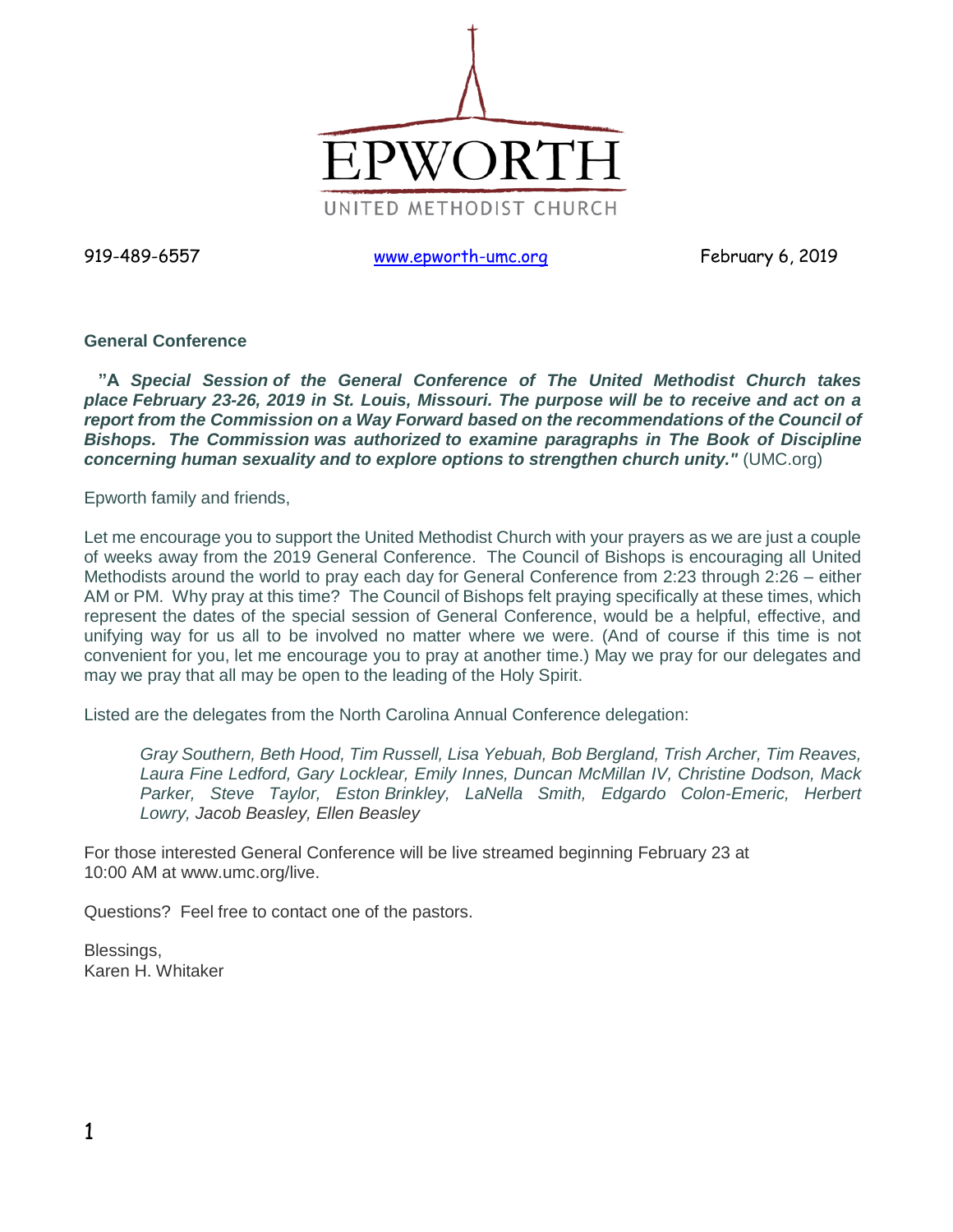EPWORTH

UNITED METHODIST CHURCH

919-489-6557 [www.epworth-umc.org](http://www.epworth-umc.org) February 6, 2019

**General Conference**

**"A *Special Session of the General Conference of The United Methodist Church takes place February 23-26, 2019 in St. Louis, Missouri. The purpose will be to receive and act on a report from the Commission on a Way Forward based on the recommendations of the Council of Bishops. The Commission was authorized to examine paragraphs in The Book of Discipline concerning human sexuality and to explore options to strengthen church unity."*** (UMC.org)

Epworth family and friends,

Let me encourage you to support the United Methodist Church with your prayers as we are just a couple of weeks away from the 2019 General Conference. The Council of Bishops is encouraging all United Methodists around the world to pray each day for General Conference from 2:23 through 2:26 – either AM or PM. Why pray at this time? The Council of Bishops felt praying specifically at these times, which represent the dates of the special session of General Conference, would be a helpful, effective, and unifying way for us all to be involved no matter where we were. (And of course if this time is not convenient for you, let me encourage you to pray at another time.) May we pray for our delegates and may we pray that all may be open to the leading of the Holy Spirit.

Listed are the delegates from the North Carolina Annual Conference delegation:

> *Gray Southern, Beth Hood, Tim Russell, Lisa Yebuah, Bob Bergland, Trish Archer, Tim Reaves, Laura Fine Ledford, Gary Locklear, Emily Innes, Duncan McMillan IV, Christine Dodson, Mack Parker, Steve Taylor, Eston Brinkley, LaNella Smith, Edgardo Colon-Emeric, Herbert Lowry, Jacob Beasley, Ellen Beasley*

For those interested General Conference will be live streamed beginning February 23 at 10:00 AM at www.umc.org/live.

Questions? Feel free to contact one of the pastors.

Blessings,
Karen H. Whitaker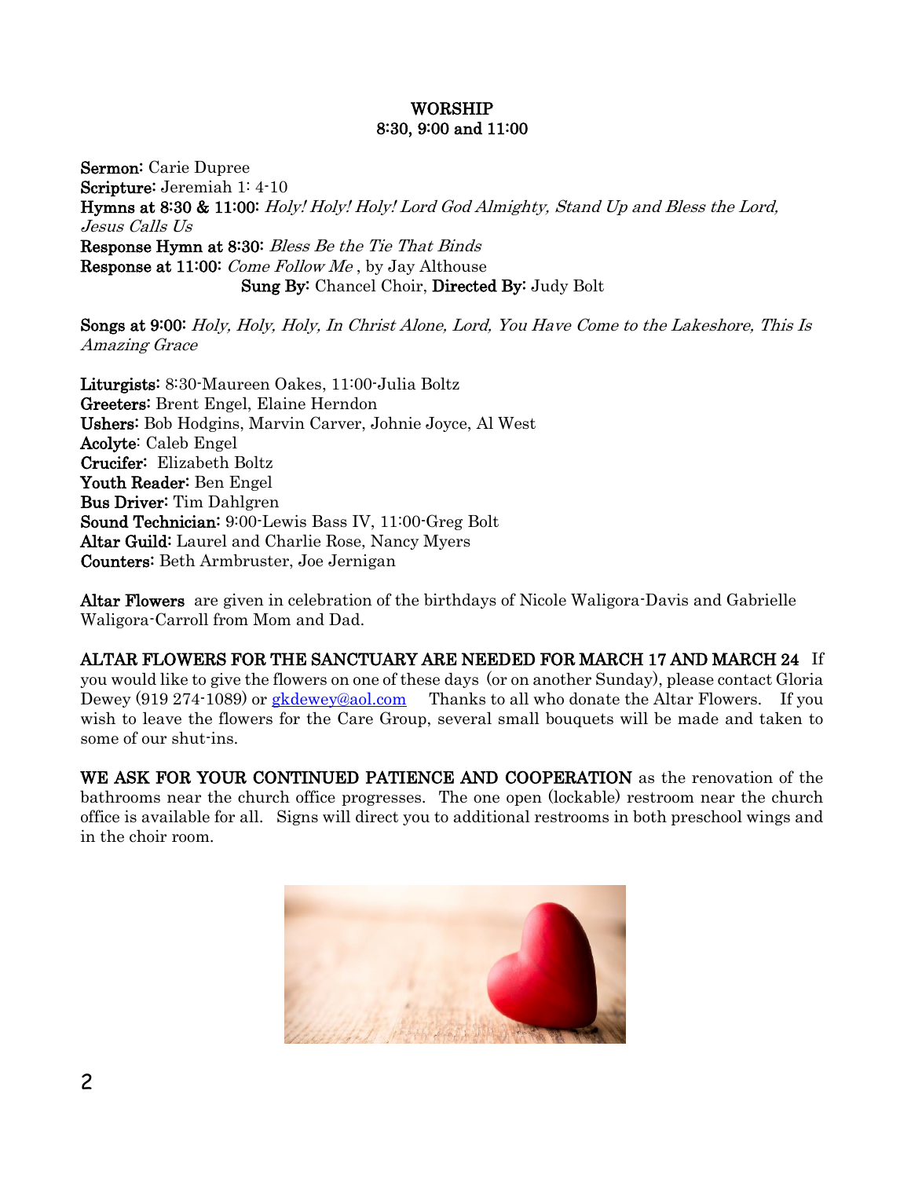## WORSHIP
## 8:30, 9:00 and 11:00

**Sermon:** Carie Dupree
**Scripture:** Jeremiah 1: 4-10
**Hymns at 8:30 & 11:00:** *Holy! Holy! Holy! Lord God Almighty, Stand Up and Bless the Lord, Jesus Calls Us*
**Response Hymn at 8:30:** *Bless Be the Tie That Binds*
**Response at 11:00:** *Come Follow Me* , by Jay Althouse
**Sung By:** Chancel Choir, **Directed By:** Judy Bolt

**Songs at 9:00:** *Holy, Holy, Holy, In Christ Alone, Lord, You Have Come to the Lakeshore, This Is Amazing Grace*

**Liturgists:** 8:30-Maureen Oakes, 11:00-Julia Boltz
**Greeters:** Brent Engel, Elaine Herndon
**Ushers:** Bob Hodgins, Marvin Carver, Johnie Joyce, Al West
**Acolyte**: Caleb Engel
**Crucifer:** Elizabeth Boltz
**Youth Reader:** Ben Engel
**Bus Driver:** Tim Dahlgren
**Sound Technician:** 9:00-Lewis Bass IV, 11:00-Greg Bolt
**Altar Guild:** Laurel and Charlie Rose, Nancy Myers
**Counters:** Beth Armbruster, Joe Jernigan

**Altar Flowers** are given in celebration of the birthdays of Nicole Waligora-Davis and Gabrielle Waligora-Carroll from Mom and Dad.

**ALTAR FLOWERS FOR THE SANCTUARY ARE NEEDED FOR MARCH 17 AND MARCH 24** If you would like to give the flowers on one of these days (or on another Sunday), please contact Gloria Dewey (919 274-1089) or gkdewey@aol.com Thanks to all who donate the Altar Flowers. If you wish to leave the flowers for the Care Group, several small bouquets will be made and taken to some of our shut-ins.

**WE ASK FOR YOUR CONTINUED PATIENCE AND COOPERATION** as the renovation of the bathrooms near the church office progresses. The one open (lockable) restroom near the church office is available for all. Signs will direct you to additional restrooms in both preschool wings and in the choir room.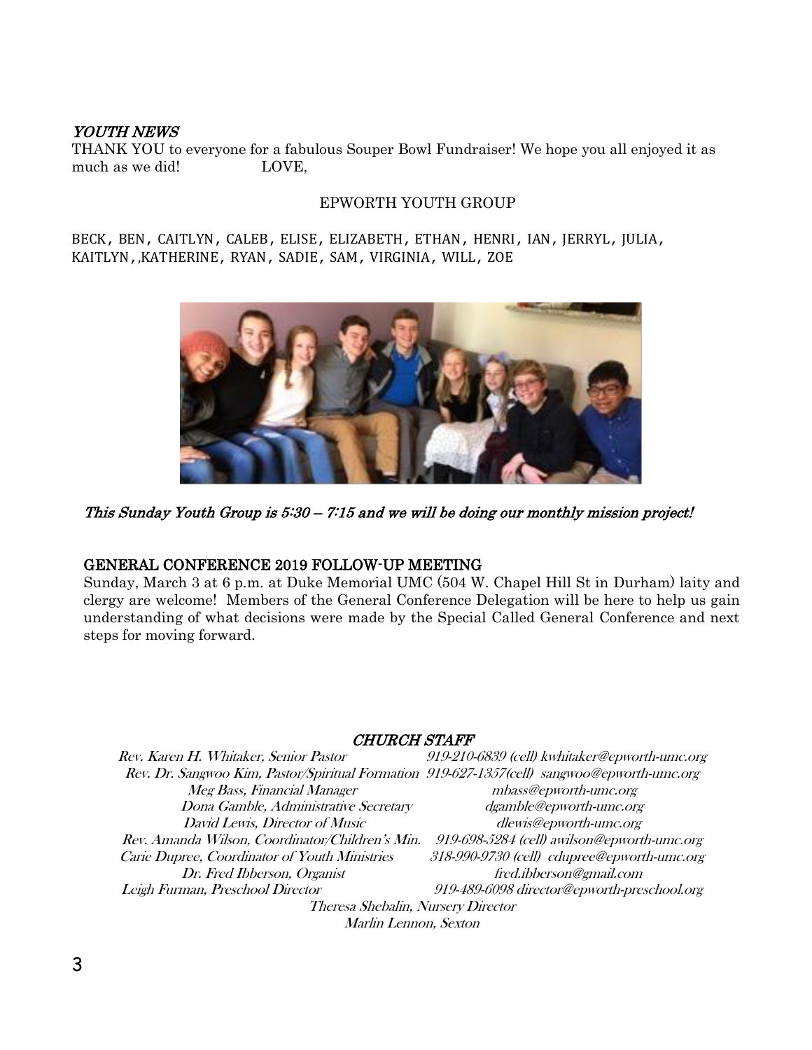*YOUTH NEWS*

THANK YOU to everyone for a fabulous Souper Bowl Fundraiser! We hope you all enjoyed it as much as we did! LOVE,

EPWORTH YOUTH GROUP

BECK, BEN, CAITLYN, CALEB, ELISE, ELIZABETH, ETHAN, HENRI, IAN, JERRYL, JULIA, KAITLYN,,KATHERINE, RYAN, SADIE, SAM, VIRGINIA, WILL, ZOE

*This Sunday Youth Group is 5:30 – 7:15 and we will be doing our monthly mission project!*

**GENERAL CONFERENCE 2019 FOLLOW-UP MEETING**

Sunday, March 3 at 6 p.m. at Duke Memorial UMC (504 W. Chapel Hill St in Durham) laity and clergy are welcome! Members of the General Conference Delegation will be here to help us gain understanding of what decisions were made by the Special Called General Conference and next steps for moving forward.

***CHURCH STAFF***

*Rev. Karen H. Whitaker, Senior Pastor 919-210-6839 (cell) kwhitaker@epworth-umc.org*
*Rev. Dr. Sangwoo Kim, Pastor/Spiritual Formation 919-627-1357(cell) sangwoo@epworth-umc.org*
*Meg Bass, Financial Manager mbass@epworth-umc.org*
*Dona Gamble, Administrative Secretary dgamble@epworth-umc.org*
*David Lewis, Director of Music dlewis@epworth-umc.org*
*Rev. Amanda Wilson, Coordinator/Children's Min. 919-698-5284 (cell) awilson@epworth-umc.org*
*Carie Dupree, Coordinator of Youth Ministries 318-990-9730 (cell) cdupree@epworth-umc.org*
*Dr. Fred Ibberson, Organist fred.ibberson@gmail.com*
*Leigh Furman, Preschool Director 919-489-6098 director@epworth-preschool.org*
*Theresa Shebalin, Nursery Director*
*Marlin Lennon, Sexton*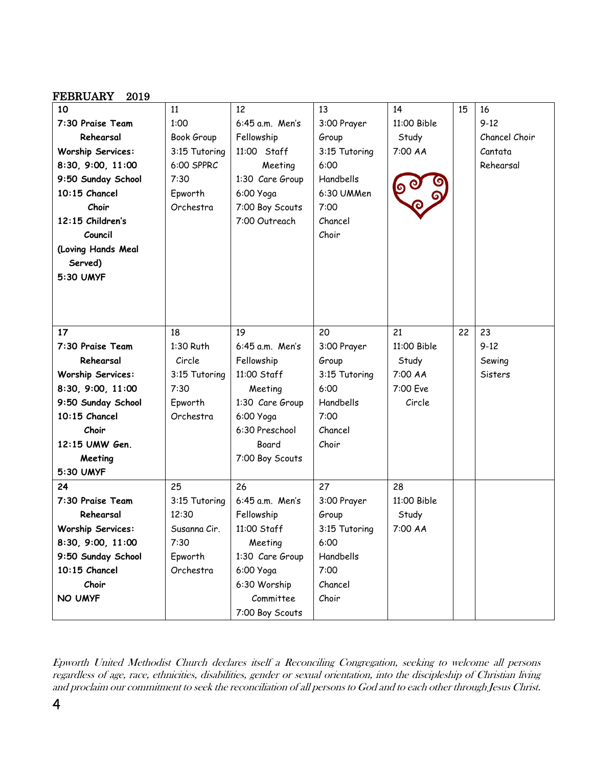FEBRUARY 2019

| | | | | | | |
|---|---|---|---|---|---|---|
| 10 **7:30 Praise Team Rehearsal** **Worship Services: 8:30, 9:00, 11:00** **9:50 Sunday School** **10:15 Chancel Choir** **12:15 Children's Council** **(Loving Hands Meal Served)** **5:30 UMYF** | 11 1:00 Book Group 3:15 Tutoring 6:00 SPPRC 7:30 Epworth Orchestra | 12 6:45 a.m. Men's Fellowship 11:00 Staff Meeting 1:30 Care Group 6:00 Yoga 7:00 Boy Scouts 7:00 Outreach | 13 3:00 Prayer Group 3:15 Tutoring 6:00 Handbells 6:30 UMMen 7:00 Chancel Choir | 14 11:00 Bible Study 7:00 AA | 15 | 16 9-12 Chancel Choir Cantata Rehearsal |
| 17 **7:30 Praise Team Rehearsal** **Worship Services: 8:30, 9:00, 11:00** **9:50 Sunday School** **10:15 Chancel Choir** **12:15 UMW Gen. Meeting** **5:30 UMYF** | 18 1:30 Ruth Circle 3:15 Tutoring 7:30 Epworth Orchestra | 19 6:45 a.m. Men's Fellowship 11:00 Staff Meeting 1:30 Care Group 6:00 Yoga 6:30 Preschool Board 7:00 Boy Scouts | 20 3:00 Prayer Group 3:15 Tutoring 6:00 Handbells 7:00 Chancel Choir | 21 11:00 Bible Study 7:00 AA 7:00 Eve Circle | 22 | 23 9-12 Sewing Sisters |
| 24 **7:30 Praise Team Rehearsal** **Worship Services: 8:30, 9:00, 11:00** **9:50 Sunday School** **10:15 Chancel Choir** **NO UMYF** | 25 3:15 Tutoring 12:30 Susanna Cir. 7:30 Epworth Orchestra | 26 6:45 a.m. Men's Fellowship 11:00 Staff Meeting 1:30 Care Group 6:00 Yoga 6:30 Worship Committee 7:00 Boy Scouts | 27 3:00 Prayer Group 3:15 Tutoring 6:00 Handbells 7:00 Chancel Choir | 28 11:00 Bible Study 7:00 AA | | |

*Epworth United Methodist Church declares itself a Reconciling Congregation, seeking to welcome all persons regardless of age, race, ethnicities, disabilities, gender or sexual orientation, into the discipleship of Christian living and proclaim our commitment to seek the reconciliation of all persons to God and to each other through Jesus Christ.*